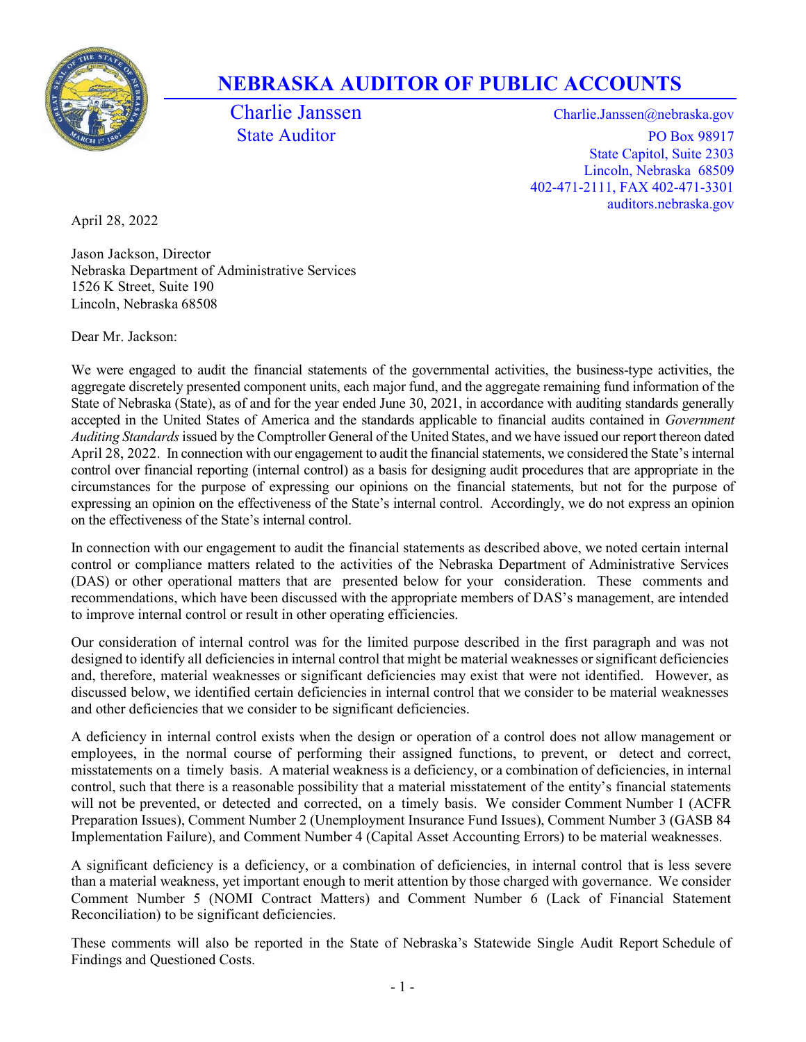# NEBRASKA AUDITOR OF PUBLIC ACCOUNTS

Charlie Janssen
State Auditor

Charlie.Janssen@nebraska.gov
PO Box 98917
State Capitol, Suite 2303
Lincoln, Nebraska 68509
402-471-2111, FAX 402-471-3301
auditors.nebraska.gov

April 28, 2022

Jason Jackson, Director
Nebraska Department of Administrative Services
1526 K Street, Suite 190
Lincoln, Nebraska 68508

Dear Mr. Jackson:

We were engaged to audit the financial statements of the governmental activities, the business-type activities, the aggregate discretely presented component units, each major fund, and the aggregate remaining fund information of the State of Nebraska (State), as of and for the year ended June 30, 2021, in accordance with auditing standards generally accepted in the United States of America and the standards applicable to financial audits contained in *Government Auditing Standards* issued by the Comptroller General of the United States, and we have issued our report thereon dated April 28, 2022. In connection with our engagement to audit the financial statements, we considered the State's internal control over financial reporting (internal control) as a basis for designing audit procedures that are appropriate in the circumstances for the purpose of expressing our opinions on the financial statements, but not for the purpose of expressing an opinion on the effectiveness of the State's internal control. Accordingly, we do not express an opinion on the effectiveness of the State's internal control.

In connection with our engagement to audit the financial statements as described above, we noted certain internal control or compliance matters related to the activities of the Nebraska Department of Administrative Services (DAS) or other operational matters that are presented below for your consideration. These comments and recommendations, which have been discussed with the appropriate members of DAS's management, are intended to improve internal control or result in other operating efficiencies.

Our consideration of internal control was for the limited purpose described in the first paragraph and was not designed to identify all deficiencies in internal control that might be material weaknesses or significant deficiencies and, therefore, material weaknesses or significant deficiencies may exist that were not identified. However, as discussed below, we identified certain deficiencies in internal control that we consider to be material weaknesses and other deficiencies that we consider to be significant deficiencies.

A deficiency in internal control exists when the design or operation of a control does not allow management or employees, in the normal course of performing their assigned functions, to prevent, or detect and correct, misstatements on a timely basis. A material weakness is a deficiency, or a combination of deficiencies, in internal control, such that there is a reasonable possibility that a material misstatement of the entity's financial statements will not be prevented, or detected and corrected, on a timely basis. We consider Comment Number 1 (ACFR Preparation Issues), Comment Number 2 (Unemployment Insurance Fund Issues), Comment Number 3 (GASB 84 Implementation Failure), and Comment Number 4 (Capital Asset Accounting Errors) to be material weaknesses.

A significant deficiency is a deficiency, or a combination of deficiencies, in internal control that is less severe than a material weakness, yet important enough to merit attention by those charged with governance. We consider Comment Number 5 (NOMI Contract Matters) and Comment Number 6 (Lack of Financial Statement Reconciliation) to be significant deficiencies.

These comments will also be reported in the State of Nebraska's Statewide Single Audit Report Schedule of Findings and Questioned Costs.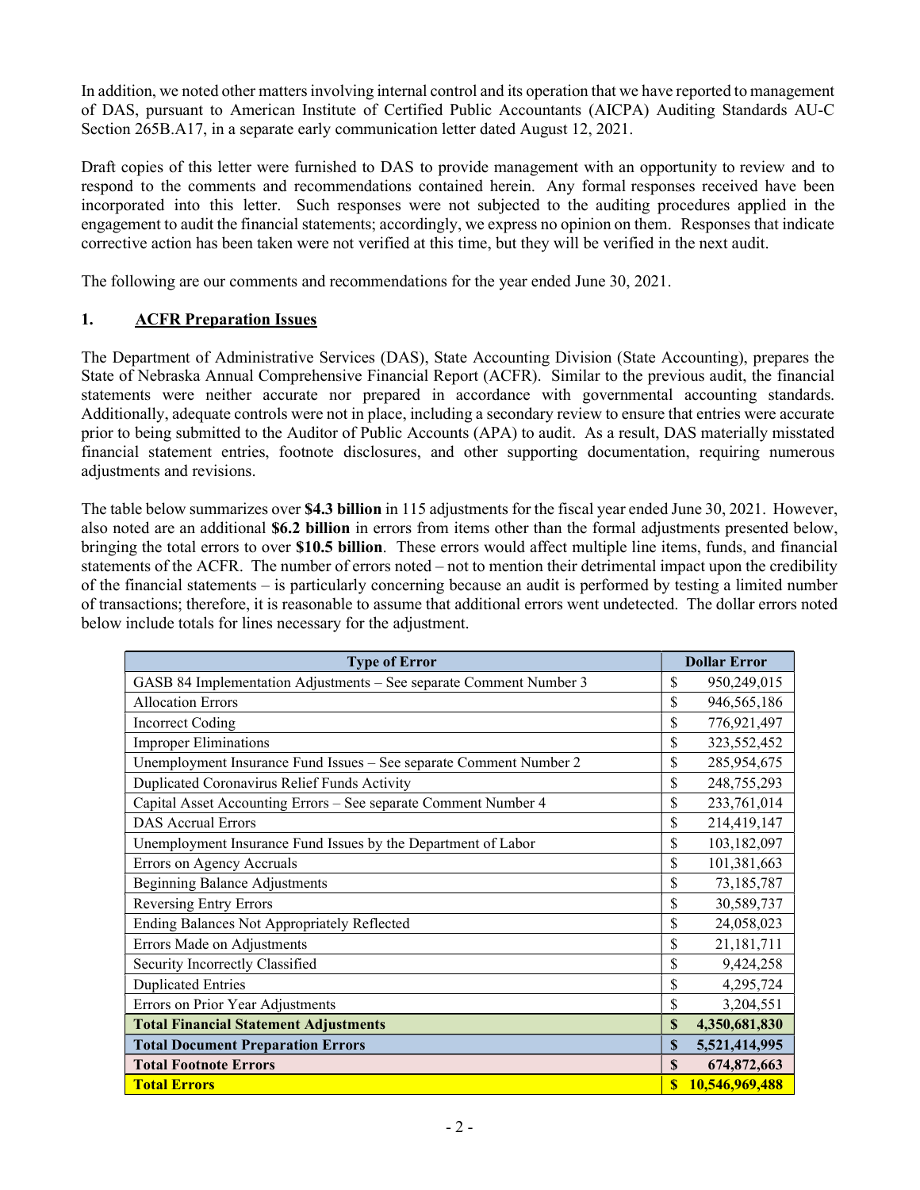In addition, we noted other matters involving internal control and its operation that we have reported to management of DAS, pursuant to American Institute of Certified Public Accountants (AICPA) Auditing Standards AU-C Section 265B.A17, in a separate early communication letter dated August 12, 2021.

Draft copies of this letter were furnished to DAS to provide management with an opportunity to review and to respond to the comments and recommendations contained herein. Any formal responses received have been incorporated into this letter. Such responses were not subjected to the auditing procedures applied in the engagement to audit the financial statements; accordingly, we express no opinion on them. Responses that indicate corrective action has been taken were not verified at this time, but they will be verified in the next audit.

The following are our comments and recommendations for the year ended June 30, 2021.

## 1. ACFR Preparation Issues

The Department of Administrative Services (DAS), State Accounting Division (State Accounting), prepares the State of Nebraska Annual Comprehensive Financial Report (ACFR). Similar to the previous audit, the financial statements were neither accurate nor prepared in accordance with governmental accounting standards. Additionally, adequate controls were not in place, including a secondary review to ensure that entries were accurate prior to being submitted to the Auditor of Public Accounts (APA) to audit. As a result, DAS materially misstated financial statement entries, footnote disclosures, and other supporting documentation, requiring numerous adjustments and revisions.

The table below summarizes over **$4.3 billion** in 115 adjustments for the fiscal year ended June 30, 2021. However, also noted are an additional **$6.2 billion** in errors from items other than the formal adjustments presented below, bringing the total errors to over **$10.5 billion**. These errors would affect multiple line items, funds, and financial statements of the ACFR. The number of errors noted – not to mention their detrimental impact upon the credibility of the financial statements – is particularly concerning because an audit is performed by testing a limited number of transactions; therefore, it is reasonable to assume that additional errors went undetected. The dollar errors noted below include totals for lines necessary for the adjustment.

| Type of Error | Dollar Error |
|---|---|
| GASB 84 Implementation Adjustments – See separate Comment Number 3 | $ 950,249,015 |
| Allocation Errors | $ 946,565,186 |
| Incorrect Coding | $ 776,921,497 |
| Improper Eliminations | $ 323,552,452 |
| Unemployment Insurance Fund Issues – See separate Comment Number 2 | $ 285,954,675 |
| Duplicated Coronavirus Relief Funds Activity | $ 248,755,293 |
| Capital Asset Accounting Errors – See separate Comment Number 4 | $ 233,761,014 |
| DAS Accrual Errors | $ 214,419,147 |
| Unemployment Insurance Fund Issues by the Department of Labor | $ 103,182,097 |
| Errors on Agency Accruals | $ 101,381,663 |
| Beginning Balance Adjustments | $ 73,185,787 |
| Reversing Entry Errors | $ 30,589,737 |
| Ending Balances Not Appropriately Reflected | $ 24,058,023 |
| Errors Made on Adjustments | $ 21,181,711 |
| Security Incorrectly Classified | $ 9,424,258 |
| Duplicated Entries | $ 4,295,724 |
| Errors on Prior Year Adjustments | $ 3,204,551 |
| **Total Financial Statement Adjustments** | **$ 4,350,681,830** |
| **Total Document Preparation Errors** | **$ 5,521,414,995** |
| **Total Footnote Errors** | **$ 674,872,663** |
| **Total Errors** | **$ 10,546,969,488** |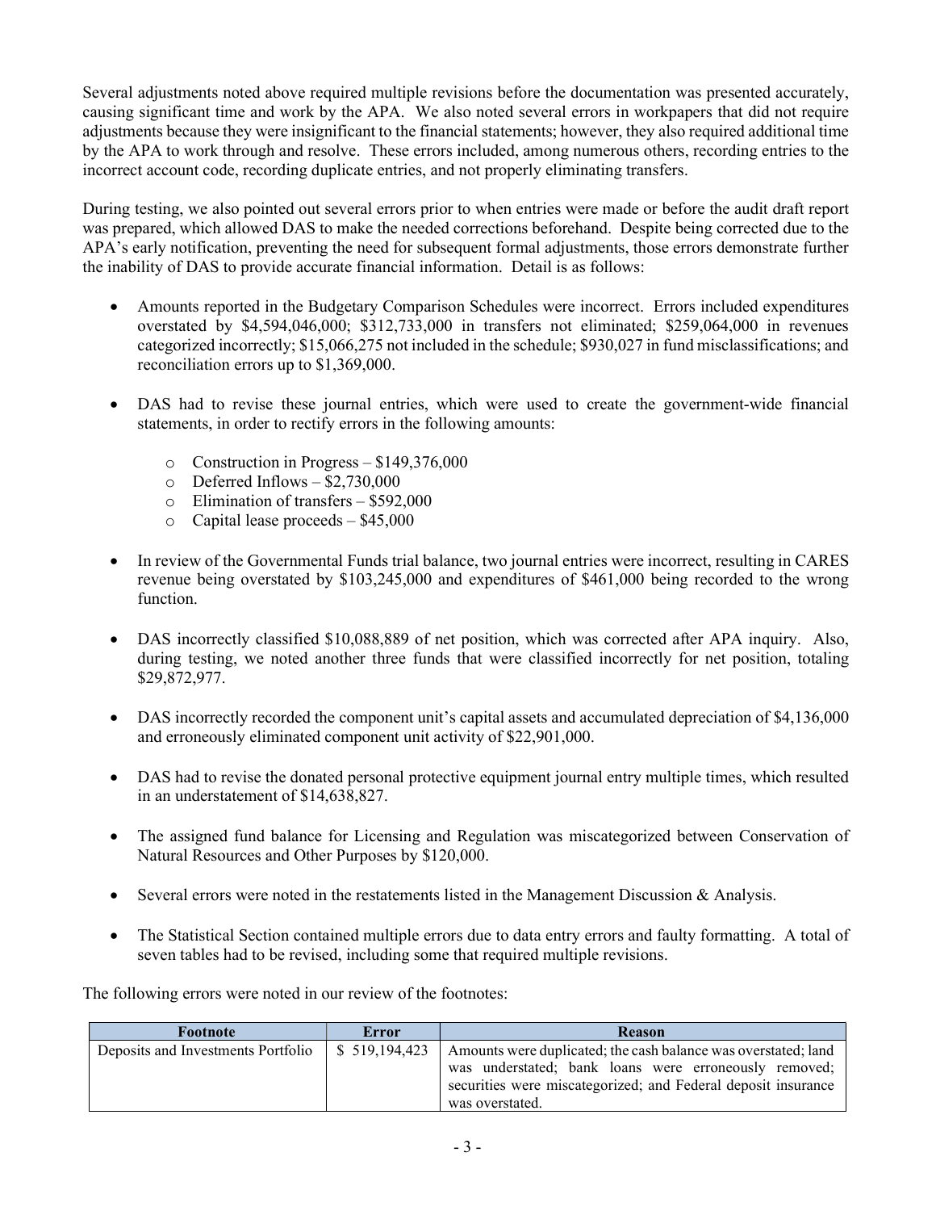Several adjustments noted above required multiple revisions before the documentation was presented accurately, causing significant time and work by the APA. We also noted several errors in workpapers that did not require adjustments because they were insignificant to the financial statements; however, they also required additional time by the APA to work through and resolve. These errors included, among numerous others, recording entries to the incorrect account code, recording duplicate entries, and not properly eliminating transfers.

During testing, we also pointed out several errors prior to when entries were made or before the audit draft report was prepared, which allowed DAS to make the needed corrections beforehand. Despite being corrected due to the APA's early notification, preventing the need for subsequent formal adjustments, those errors demonstrate further the inability of DAS to provide accurate financial information. Detail is as follows:

- Amounts reported in the Budgetary Comparison Schedules were incorrect. Errors included expenditures overstated by $4,594,046,000; $312,733,000 in transfers not eliminated; $259,064,000 in revenues categorized incorrectly; $15,066,275 not included in the schedule; $930,027 in fund misclassifications; and reconciliation errors up to $1,369,000.

- DAS had to revise these journal entries, which were used to create the government-wide financial statements, in order to rectify errors in the following amounts:
  - Construction in Progress – $149,376,000
  - Deferred Inflows – $2,730,000
  - Elimination of transfers – $592,000
  - Capital lease proceeds – $45,000

- In review of the Governmental Funds trial balance, two journal entries were incorrect, resulting in CARES revenue being overstated by $103,245,000 and expenditures of $461,000 being recorded to the wrong function.

- DAS incorrectly classified $10,088,889 of net position, which was corrected after APA inquiry. Also, during testing, we noted another three funds that were classified incorrectly for net position, totaling $29,872,977.

- DAS incorrectly recorded the component unit's capital assets and accumulated depreciation of $4,136,000 and erroneously eliminated component unit activity of $22,901,000.

- DAS had to revise the donated personal protective equipment journal entry multiple times, which resulted in an understatement of $14,638,827.

- The assigned fund balance for Licensing and Regulation was miscategorized between Conservation of Natural Resources and Other Purposes by $120,000.

- Several errors were noted in the restatements listed in the Management Discussion & Analysis.

- The Statistical Section contained multiple errors due to data entry errors and faulty formatting. A total of seven tables had to be revised, including some that required multiple revisions.

The following errors were noted in our review of the footnotes:

| Footnote | Error | Reason |
| --- | --- | --- |
| Deposits and Investments Portfolio | $ 519,194,423 | Amounts were duplicated; the cash balance was overstated; land was understated; bank loans were erroneously removed; securities were miscategorized; and Federal deposit insurance was overstated. |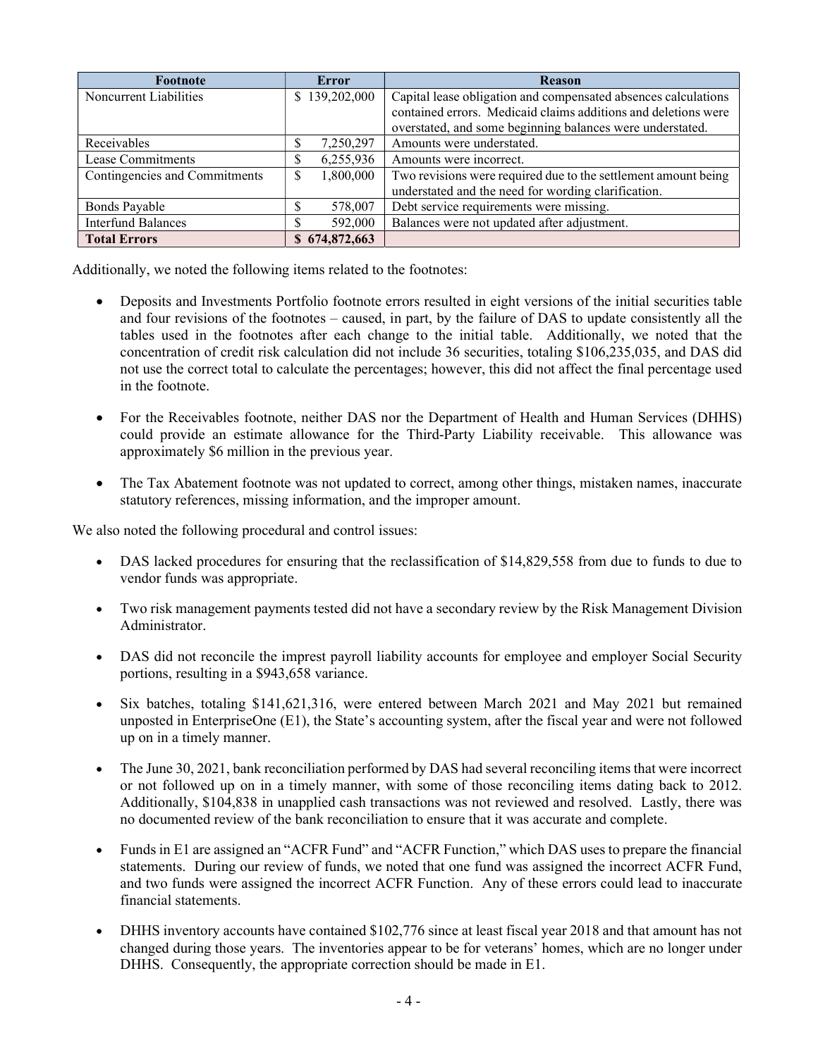| Footnote | Error | Reason |
|---|---|---|
| Noncurrent Liabilities | $ 139,202,000 | Capital lease obligation and compensated absences calculations contained errors. Medicaid claims additions and deletions were overstated, and some beginning balances were understated. |
| Receivables | $ 7,250,297 | Amounts were understated. |
| Lease Commitments | $ 6,255,936 | Amounts were incorrect. |
| Contingencies and Commitments | $ 1,800,000 | Two revisions were required due to the settlement amount being understated and the need for wording clarification. |
| Bonds Payable | $ 578,007 | Debt service requirements were missing. |
| Interfund Balances | $ 592,000 | Balances were not updated after adjustment. |
| **Total Errors** | **$ 674,872,663** | |

Additionally, we noted the following items related to the footnotes:

- Deposits and Investments Portfolio footnote errors resulted in eight versions of the initial securities table and four revisions of the footnotes – caused, in part, by the failure of DAS to update consistently all the tables used in the footnotes after each change to the initial table. Additionally, we noted that the concentration of credit risk calculation did not include 36 securities, totaling $106,235,035, and DAS did not use the correct total to calculate the percentages; however, this did not affect the final percentage used in the footnote.

- For the Receivables footnote, neither DAS nor the Department of Health and Human Services (DHHS) could provide an estimate allowance for the Third-Party Liability receivable. This allowance was approximately $6 million in the previous year.

- The Tax Abatement footnote was not updated to correct, among other things, mistaken names, inaccurate statutory references, missing information, and the improper amount.

We also noted the following procedural and control issues:

- DAS lacked procedures for ensuring that the reclassification of $14,829,558 from due to funds to due to vendor funds was appropriate.

- Two risk management payments tested did not have a secondary review by the Risk Management Division Administrator.

- DAS did not reconcile the imprest payroll liability accounts for employee and employer Social Security portions, resulting in a $943,658 variance.

- Six batches, totaling $141,621,316, were entered between March 2021 and May 2021 but remained unposted in EnterpriseOne (E1), the State's accounting system, after the fiscal year and were not followed up on in a timely manner.

- The June 30, 2021, bank reconciliation performed by DAS had several reconciling items that were incorrect or not followed up on in a timely manner, with some of those reconciling items dating back to 2012. Additionally, $104,838 in unapplied cash transactions was not reviewed and resolved. Lastly, there was no documented review of the bank reconciliation to ensure that it was accurate and complete.

- Funds in E1 are assigned an "ACFR Fund" and "ACFR Function," which DAS uses to prepare the financial statements. During our review of funds, we noted that one fund was assigned the incorrect ACFR Fund, and two funds were assigned the incorrect ACFR Function. Any of these errors could lead to inaccurate financial statements.

- DHHS inventory accounts have contained $102,776 since at least fiscal year 2018 and that amount has not changed during those years. The inventories appear to be for veterans' homes, which are no longer under DHHS. Consequently, the appropriate correction should be made in E1.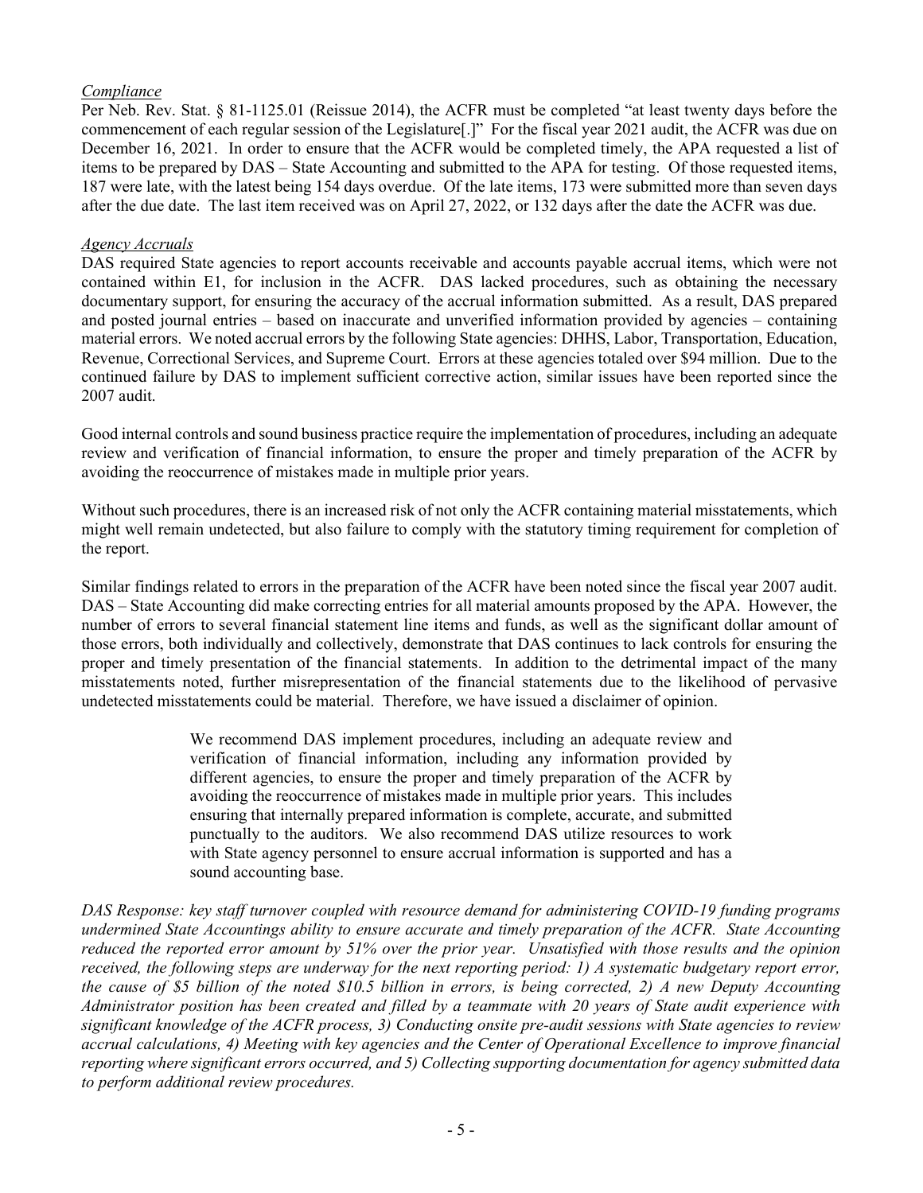*Compliance*

Per Neb. Rev. Stat. § 81-1125.01 (Reissue 2014), the ACFR must be completed "at least twenty days before the commencement of each regular session of the Legislature[.]" For the fiscal year 2021 audit, the ACFR was due on December 16, 2021. In order to ensure that the ACFR would be completed timely, the APA requested a list of items to be prepared by DAS – State Accounting and submitted to the APA for testing. Of those requested items, 187 were late, with the latest being 154 days overdue. Of the late items, 173 were submitted more than seven days after the due date. The last item received was on April 27, 2022, or 132 days after the date the ACFR was due.

*Agency Accruals*

DAS required State agencies to report accounts receivable and accounts payable accrual items, which were not contained within E1, for inclusion in the ACFR. DAS lacked procedures, such as obtaining the necessary documentary support, for ensuring the accuracy of the accrual information submitted. As a result, DAS prepared and posted journal entries – based on inaccurate and unverified information provided by agencies – containing material errors. We noted accrual errors by the following State agencies: DHHS, Labor, Transportation, Education, Revenue, Correctional Services, and Supreme Court. Errors at these agencies totaled over $94 million. Due to the continued failure by DAS to implement sufficient corrective action, similar issues have been reported since the 2007 audit.

Good internal controls and sound business practice require the implementation of procedures, including an adequate review and verification of financial information, to ensure the proper and timely preparation of the ACFR by avoiding the reoccurrence of mistakes made in multiple prior years.

Without such procedures, there is an increased risk of not only the ACFR containing material misstatements, which might well remain undetected, but also failure to comply with the statutory timing requirement for completion of the report.

Similar findings related to errors in the preparation of the ACFR have been noted since the fiscal year 2007 audit. DAS – State Accounting did make correcting entries for all material amounts proposed by the APA. However, the number of errors to several financial statement line items and funds, as well as the significant dollar amount of those errors, both individually and collectively, demonstrate that DAS continues to lack controls for ensuring the proper and timely presentation of the financial statements. In addition to the detrimental impact of the many misstatements noted, further misrepresentation of the financial statements due to the likelihood of pervasive undetected misstatements could be material. Therefore, we have issued a disclaimer of opinion.

> We recommend DAS implement procedures, including an adequate review and verification of financial information, including any information provided by different agencies, to ensure the proper and timely preparation of the ACFR by avoiding the reoccurrence of mistakes made in multiple prior years. This includes ensuring that internally prepared information is complete, accurate, and submitted punctually to the auditors. We also recommend DAS utilize resources to work with State agency personnel to ensure accrual information is supported and has a sound accounting base.

*DAS Response: key staff turnover coupled with resource demand for administering COVID-19 funding programs undermined State Accountings ability to ensure accurate and timely preparation of the ACFR. State Accounting reduced the reported error amount by 51% over the prior year. Unsatisfied with those results and the opinion received, the following steps are underway for the next reporting period: 1) A systematic budgetary report error, the cause of $5 billion of the noted $10.5 billion in errors, is being corrected, 2) A new Deputy Accounting Administrator position has been created and filled by a teammate with 20 years of State audit experience with significant knowledge of the ACFR process, 3) Conducting onsite pre-audit sessions with State agencies to review accrual calculations, 4) Meeting with key agencies and the Center of Operational Excellence to improve financial reporting where significant errors occurred, and 5) Collecting supporting documentation for agency submitted data to perform additional review procedures.*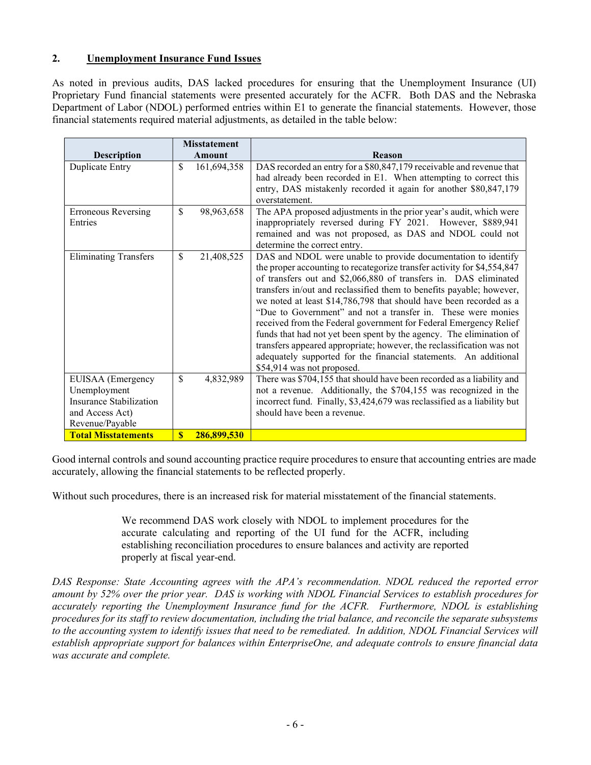## 2. Unemployment Insurance Fund Issues

As noted in previous audits, DAS lacked procedures for ensuring that the Unemployment Insurance (UI) Proprietary Fund financial statements were presented accurately for the ACFR. Both DAS and the Nebraska Department of Labor (NDOL) performed entries within E1 to generate the financial statements. However, those financial statements required material adjustments, as detailed in the table below:

| Description | Misstatement Amount | Reason |
|---|---|---|
| Duplicate Entry | $ 161,694,358 | DAS recorded an entry for a $80,847,179 receivable and revenue that had already been recorded in E1. When attempting to correct this entry, DAS mistakenly recorded it again for another $80,847,179 overstatement. |
| Erroneous Reversing Entries | $ 98,963,658 | The APA proposed adjustments in the prior year's audit, which were inappropriately reversed during FY 2021. However, $889,941 remained and was not proposed, as DAS and NDOL could not determine the correct entry. |
| Eliminating Transfers | $ 21,408,525 | DAS and NDOL were unable to provide documentation to identify the proper accounting to recategorize transfer activity for $4,554,847 of transfers out and $2,066,880 of transfers in. DAS eliminated transfers in/out and reclassified them to benefits payable; however, we noted at least $14,786,798 that should have been recorded as a "Due to Government" and not a transfer in. These were monies received from the Federal government for Federal Emergency Relief funds that had not yet been spent by the agency. The elimination of transfers appeared appropriate; however, the reclassification was not adequately supported for the financial statements. An additional $54,914 was not proposed. |
| EUISAA (Emergency Unemployment Insurance Stabilization and Access Act) Revenue/Payable | $ 4,832,989 | There was $704,155 that should have been recorded as a liability and not a revenue. Additionally, the $704,155 was recognized in the incorrect fund. Finally, $3,424,679 was reclassified as a liability but should have been a revenue. |
| **Total Misstatements** | **$ 286,899,530** | |

Good internal controls and sound accounting practice require procedures to ensure that accounting entries are made accurately, allowing the financial statements to be reflected properly.

Without such procedures, there is an increased risk for material misstatement of the financial statements.

> We recommend DAS work closely with NDOL to implement procedures for the accurate calculating and reporting of the UI fund for the ACFR, including establishing reconciliation procedures to ensure balances and activity are reported properly at fiscal year-end.

*DAS Response: State Accounting agrees with the APA's recommendation. NDOL reduced the reported error amount by 52% over the prior year. DAS is working with NDOL Financial Services to establish procedures for accurately reporting the Unemployment Insurance fund for the ACFR. Furthermore, NDOL is establishing procedures for its staff to review documentation, including the trial balance, and reconcile the separate subsystems to the accounting system to identify issues that need to be remediated. In addition, NDOL Financial Services will establish appropriate support for balances within EnterpriseOne, and adequate controls to ensure financial data was accurate and complete.*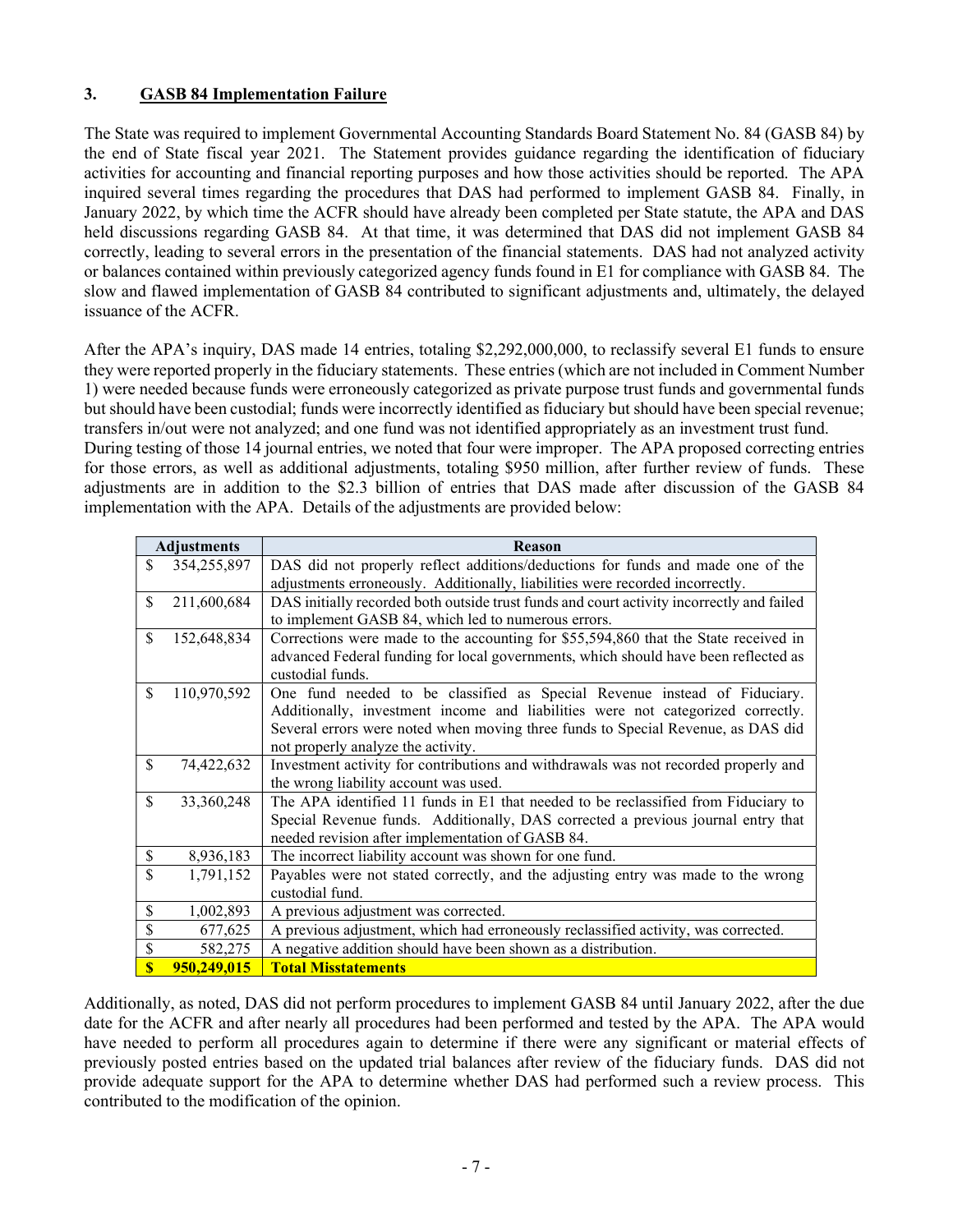### 3. GASB 84 Implementation Failure

The State was required to implement Governmental Accounting Standards Board Statement No. 84 (GASB 84) by the end of State fiscal year 2021. The Statement provides guidance regarding the identification of fiduciary activities for accounting and financial reporting purposes and how those activities should be reported. The APA inquired several times regarding the procedures that DAS had performed to implement GASB 84. Finally, in January 2022, by which time the ACFR should have already been completed per State statute, the APA and DAS held discussions regarding GASB 84. At that time, it was determined that DAS did not implement GASB 84 correctly, leading to several errors in the presentation of the financial statements. DAS had not analyzed activity or balances contained within previously categorized agency funds found in E1 for compliance with GASB 84. The slow and flawed implementation of GASB 84 contributed to significant adjustments and, ultimately, the delayed issuance of the ACFR.

After the APA's inquiry, DAS made 14 entries, totaling $2,292,000,000, to reclassify several E1 funds to ensure they were reported properly in the fiduciary statements. These entries (which are not included in Comment Number 1) were needed because funds were erroneously categorized as private purpose trust funds and governmental funds but should have been custodial; funds were incorrectly identified as fiduciary but should have been special revenue; transfers in/out were not analyzed; and one fund was not identified appropriately as an investment trust fund.

During testing of those 14 journal entries, we noted that four were improper. The APA proposed correcting entries for those errors, as well as additional adjustments, totaling $950 million, after further review of funds. These adjustments are in addition to the $2.3 billion of entries that DAS made after discussion of the GASB 84 implementation with the APA. Details of the adjustments are provided below:

| Adjustments | Reason |
|---|---|
| $ 354,255,897 | DAS did not properly reflect additions/deductions for funds and made one of the adjustments erroneously. Additionally, liabilities were recorded incorrectly. |
| $ 211,600,684 | DAS initially recorded both outside trust funds and court activity incorrectly and failed to implement GASB 84, which led to numerous errors. |
| $ 152,648,834 | Corrections were made to the accounting for $55,594,860 that the State received in advanced Federal funding for local governments, which should have been reflected as custodial funds. |
| $ 110,970,592 | One fund needed to be classified as Special Revenue instead of Fiduciary. Additionally, investment income and liabilities were not categorized correctly. Several errors were noted when moving three funds to Special Revenue, as DAS did not properly analyze the activity. |
| $ 74,422,632 | Investment activity for contributions and withdrawals was not recorded properly and the wrong liability account was used. |
| $ 33,360,248 | The APA identified 11 funds in E1 that needed to be reclassified from Fiduciary to Special Revenue funds. Additionally, DAS corrected a previous journal entry that needed revision after implementation of GASB 84. |
| $ 8,936,183 | The incorrect liability account was shown for one fund. |
| $ 1,791,152 | Payables were not stated correctly, and the adjusting entry was made to the wrong custodial fund. |
| $ 1,002,893 | A previous adjustment was corrected. |
| $ 677,625 | A previous adjustment, which had erroneously reclassified activity, was corrected. |
| $ 582,275 | A negative addition should have been shown as a distribution. |
| **$ 950,249,015** | **Total Misstatements** |

Additionally, as noted, DAS did not perform procedures to implement GASB 84 until January 2022, after the due date for the ACFR and after nearly all procedures had been performed and tested by the APA. The APA would have needed to perform all procedures again to determine if there were any significant or material effects of previously posted entries based on the updated trial balances after review of the fiduciary funds. DAS did not provide adequate support for the APA to determine whether DAS had performed such a review process. This contributed to the modification of the opinion.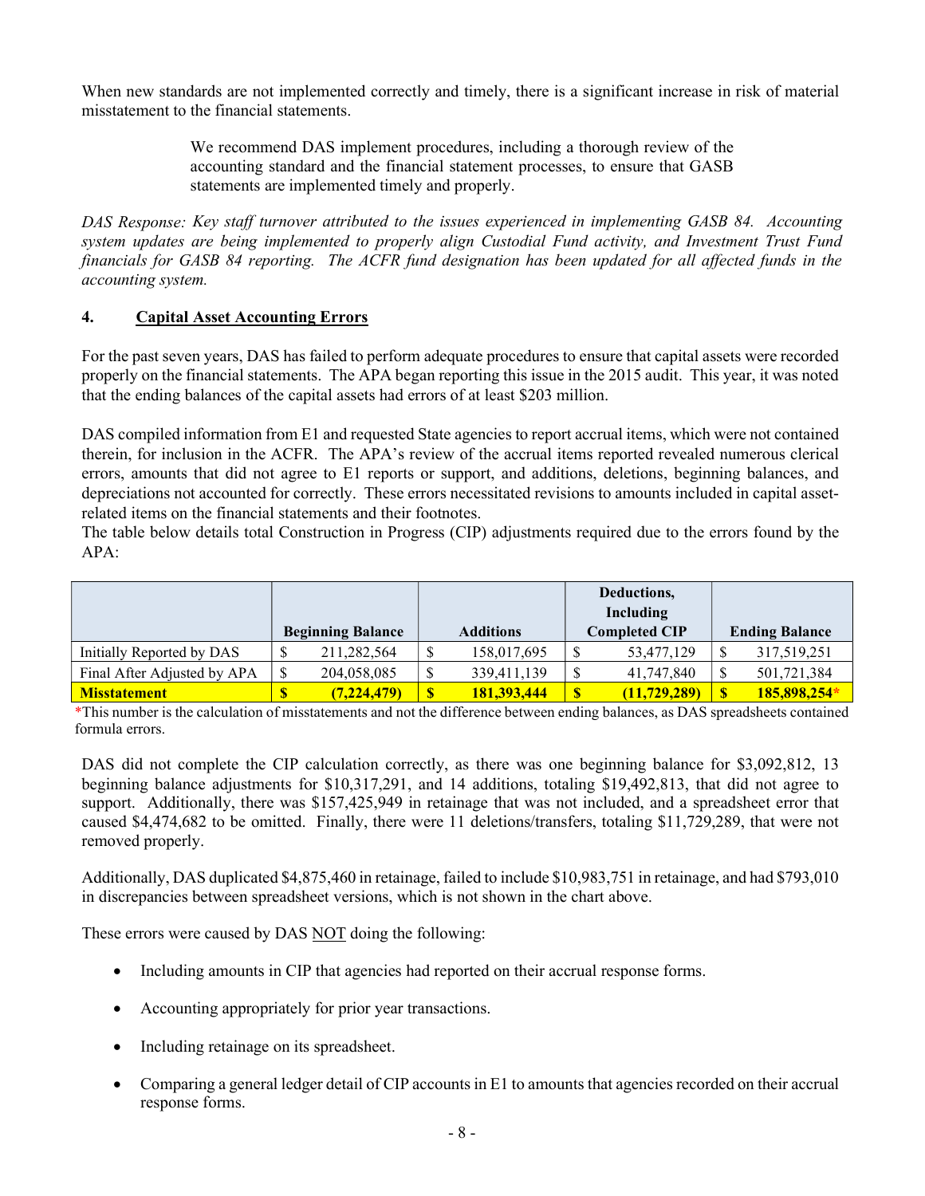When new standards are not implemented correctly and timely, there is a significant increase in risk of material misstatement to the financial statements.

> We recommend DAS implement procedures, including a thorough review of the accounting standard and the financial statement processes, to ensure that GASB statements are implemented timely and properly.

*DAS Response: Key staff turnover attributed to the issues experienced in implementing GASB 84. Accounting system updates are being implemented to properly align Custodial Fund activity, and Investment Trust Fund financials for GASB 84 reporting. The ACFR fund designation has been updated for all affected funds in the accounting system.*

## 4. Capital Asset Accounting Errors

For the past seven years, DAS has failed to perform adequate procedures to ensure that capital assets were recorded properly on the financial statements. The APA began reporting this issue in the 2015 audit. This year, it was noted that the ending balances of the capital assets had errors of at least $203 million.

DAS compiled information from E1 and requested State agencies to report accrual items, which were not contained therein, for inclusion in the ACFR. The APA's review of the accrual items reported revealed numerous clerical errors, amounts that did not agree to E1 reports or support, and additions, deletions, beginning balances, and depreciations not accounted for correctly. These errors necessitated revisions to amounts included in capital asset-related items on the financial statements and their footnotes.

The table below details total Construction in Progress (CIP) adjustments required due to the errors found by the APA:

| | Beginning Balance | Additions | Deductions, Including Completed CIP | Ending Balance |
|---|---|---|---|---|
| Initially Reported by DAS | $ 211,282,564 | $ 158,017,695 | $ 53,477,129 | $ 317,519,251 |
| Final After Adjusted by APA | $ 204,058,085 | $ 339,411,139 | $ 41,747,840 | $ 501,721,384 |
| **Misstatement** | **$ (7,224,479)** | **$ 181,393,444** | **$ (11,729,289)** | **$ 185,898,254*** |

*This number is the calculation of misstatements and not the difference between ending balances, as DAS spreadsheets contained formula errors.

DAS did not complete the CIP calculation correctly, as there was one beginning balance for $3,092,812, 13 beginning balance adjustments for $10,317,291, and 14 additions, totaling $19,492,813, that did not agree to support. Additionally, there was $157,425,949 in retainage that was not included, and a spreadsheet error that caused $4,474,682 to be omitted. Finally, there were 11 deletions/transfers, totaling $11,729,289, that were not removed properly.

Additionally, DAS duplicated $4,875,460 in retainage, failed to include $10,983,751 in retainage, and had $793,010 in discrepancies between spreadsheet versions, which is not shown in the chart above.

These errors were caused by DAS NOT doing the following:

- Including amounts in CIP that agencies had reported on their accrual response forms.
- Accounting appropriately for prior year transactions.
- Including retainage on its spreadsheet.
- Comparing a general ledger detail of CIP accounts in E1 to amounts that agencies recorded on their accrual response forms.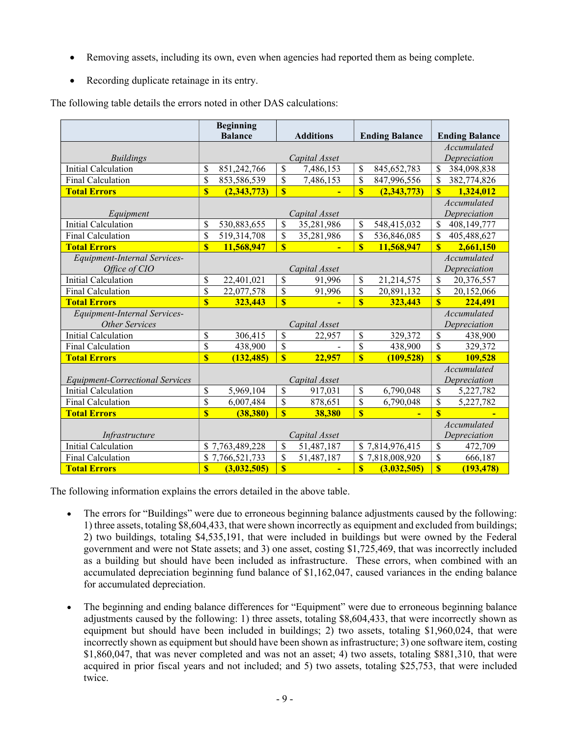- Removing assets, including its own, even when agencies had reported them as being complete.
- Recording duplicate retainage in its entry.

The following table details the errors noted in other DAS calculations:

| | Beginning Balance | Additions | Ending Balance | Ending Balance |
|---|---|---|---|---|
| *Buildings* | | *Capital Asset* | | *Accumulated Depreciation* |
| Initial Calculation | $ 851,242,766 | $ 7,486,153 | $ 845,652,783 | $ 384,098,838 |
| Final Calculation | $ 853,586,539 | $ 7,486,153 | $ 847,996,556 | $ 382,774,826 |
| **Total Errors** | **$ (2,343,773)** | **$ -** | **$ (2,343,773)** | **$ 1,324,012** |
| *Equipment* | | *Capital Asset* | | *Accumulated Depreciation* |
| Initial Calculation | $ 530,883,655 | $ 35,281,986 | $ 548,415,032 | $ 408,149,777 |
| Final Calculation | $ 519,314,708 | $ 35,281,986 | $ 536,846,085 | $ 405,488,627 |
| **Total Errors** | **$ 11,568,947** | **$ -** | **$ 11,568,947** | **$ 2,661,150** |
| *Equipment-Internal Services-Office of CIO* | | *Capital Asset* | | *Accumulated Depreciation* |
| Initial Calculation | $ 22,401,021 | $ 91,996 | $ 21,214,575 | $ 20,376,557 |
| Final Calculation | $ 22,077,578 | $ 91,996 | $ 20,891,132 | $ 20,152,066 |
| **Total Errors** | **$ 323,443** | **$ -** | **$ 323,443** | **$ 224,491** |
| *Equipment-Internal Services-Other Services* | | *Capital Asset* | | *Accumulated Depreciation* |
| Initial Calculation | $ 306,415 | $ 22,957 | $ 329,372 | $ 438,900 |
| Final Calculation | $ 438,900 | $ - | $ 438,900 | $ 329,372 |
| **Total Errors** | **$ (132,485)** | **$ 22,957** | **$ (109,528)** | **$ 109,528** |
| *Equipment-Correctional Services* | | *Capital Asset* | | *Accumulated Depreciation* |
| Initial Calculation | $ 5,969,104 | $ 917,031 | $ 6,790,048 | $ 5,227,782 |
| Final Calculation | $ 6,007,484 | $ 878,651 | $ 6,790,048 | $ 5,227,782 |
| **Total Errors** | **$ (38,380)** | **$ 38,380** | **$ -** | **$ -** |
| *Infrastructure* | | *Capital Asset* | | *Accumulated Depreciation* |
| Initial Calculation | $ 7,763,489,228 | $ 51,487,187 | $ 7,814,976,415 | $ 472,709 |
| Final Calculation | $ 7,766,521,733 | $ 51,487,187 | $ 7,818,008,920 | $ 666,187 |
| **Total Errors** | **$ (3,032,505)** | **$ -** | **$ (3,032,505)** | **$ (193,478)** |

The following information explains the errors detailed in the above table.

- The errors for "Buildings" were due to erroneous beginning balance adjustments caused by the following: 1) three assets, totaling $8,604,433, that were shown incorrectly as equipment and excluded from buildings; 2) two buildings, totaling $4,535,191, that were included in buildings but were owned by the Federal government and were not State assets; and 3) one asset, costing $1,725,469, that was incorrectly included as a building but should have been included as infrastructure. These errors, when combined with an accumulated depreciation beginning fund balance of $1,162,047, caused variances in the ending balance for accumulated depreciation.

- The beginning and ending balance differences for "Equipment" were due to erroneous beginning balance adjustments caused by the following: 1) three assets, totaling $8,604,433, that were incorrectly shown as equipment but should have been included in buildings; 2) two assets, totaling $1,960,024, that were incorrectly shown as equipment but should have been shown as infrastructure; 3) one software item, costing $1,860,047, that was never completed and was not an asset; 4) two assets, totaling $881,310, that were acquired in prior fiscal years and not included; and 5) two assets, totaling $25,753, that were included twice.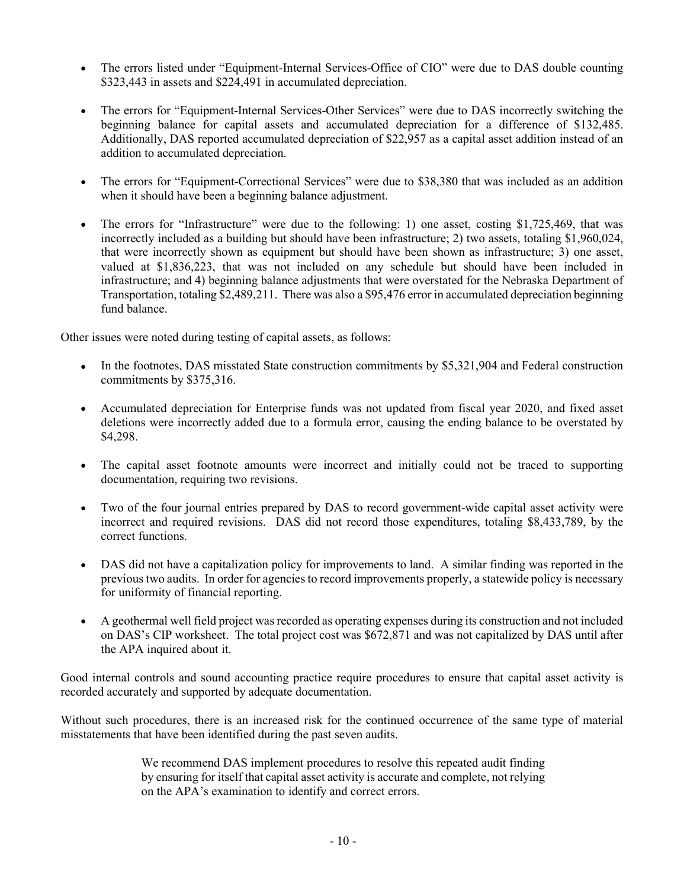- The errors listed under "Equipment-Internal Services-Office of CIO" were due to DAS double counting $323,443 in assets and $224,491 in accumulated depreciation.

- The errors for "Equipment-Internal Services-Other Services" were due to DAS incorrectly switching the beginning balance for capital assets and accumulated depreciation for a difference of $132,485. Additionally, DAS reported accumulated depreciation of $22,957 as a capital asset addition instead of an addition to accumulated depreciation.

- The errors for "Equipment-Correctional Services" were due to $38,380 that was included as an addition when it should have been a beginning balance adjustment.

- The errors for "Infrastructure" were due to the following: 1) one asset, costing $1,725,469, that was incorrectly included as a building but should have been infrastructure; 2) two assets, totaling $1,960,024, that were incorrectly shown as equipment but should have been shown as infrastructure; 3) one asset, valued at $1,836,223, that was not included on any schedule but should have been included in infrastructure; and 4) beginning balance adjustments that were overstated for the Nebraska Department of Transportation, totaling $2,489,211. There was also a $95,476 error in accumulated depreciation beginning fund balance.

Other issues were noted during testing of capital assets, as follows:

- In the footnotes, DAS misstated State construction commitments by $5,321,904 and Federal construction commitments by $375,316.

- Accumulated depreciation for Enterprise funds was not updated from fiscal year 2020, and fixed asset deletions were incorrectly added due to a formula error, causing the ending balance to be overstated by $4,298.

- The capital asset footnote amounts were incorrect and initially could not be traced to supporting documentation, requiring two revisions.

- Two of the four journal entries prepared by DAS to record government-wide capital asset activity were incorrect and required revisions. DAS did not record those expenditures, totaling $8,433,789, by the correct functions.

- DAS did not have a capitalization policy for improvements to land. A similar finding was reported in the previous two audits. In order for agencies to record improvements properly, a statewide policy is necessary for uniformity of financial reporting.

- A geothermal well field project was recorded as operating expenses during its construction and not included on DAS's CIP worksheet. The total project cost was $672,871 and was not capitalized by DAS until after the APA inquired about it.

Good internal controls and sound accounting practice require procedures to ensure that capital asset activity is recorded accurately and supported by adequate documentation.

Without such procedures, there is an increased risk for the continued occurrence of the same type of material misstatements that have been identified during the past seven audits.

> We recommend DAS implement procedures to resolve this repeated audit finding by ensuring for itself that capital asset activity is accurate and complete, not relying on the APA's examination to identify and correct errors.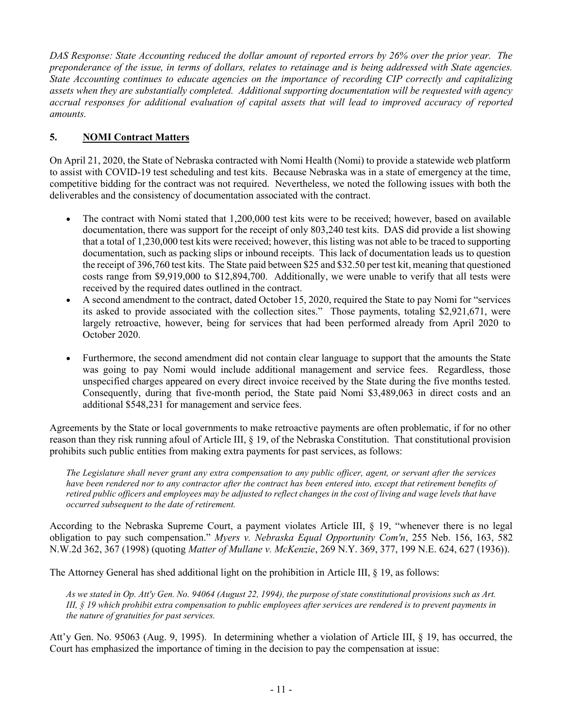*DAS Response: State Accounting reduced the dollar amount of reported errors by 26% over the prior year. The preponderance of the issue, in terms of dollars, relates to retainage and is being addressed with State agencies. State Accounting continues to educate agencies on the importance of recording CIP correctly and capitalizing assets when they are substantially completed. Additional supporting documentation will be requested with agency accrual responses for additional evaluation of capital assets that will lead to improved accuracy of reported amounts.*

## 5. NOMI Contract Matters

On April 21, 2020, the State of Nebraska contracted with Nomi Health (Nomi) to provide a statewide web platform to assist with COVID-19 test scheduling and test kits. Because Nebraska was in a state of emergency at the time, competitive bidding for the contract was not required. Nevertheless, we noted the following issues with both the deliverables and the consistency of documentation associated with the contract.

- The contract with Nomi stated that 1,200,000 test kits were to be received; however, based on available documentation, there was support for the receipt of only 803,240 test kits. DAS did provide a list showing that a total of 1,230,000 test kits were received; however, this listing was not able to be traced to supporting documentation, such as packing slips or inbound receipts. This lack of documentation leads us to question the receipt of 396,760 test kits. The State paid between $25 and $32.50 per test kit, meaning that questioned costs range from $9,919,000 to $12,894,700. Additionally, we were unable to verify that all tests were received by the required dates outlined in the contract.
- A second amendment to the contract, dated October 15, 2020, required the State to pay Nomi for "services its asked to provide associated with the collection sites." Those payments, totaling $2,921,671, were largely retroactive, however, being for services that had been performed already from April 2020 to October 2020.
- Furthermore, the second amendment did not contain clear language to support that the amounts the State was going to pay Nomi would include additional management and service fees. Regardless, those unspecified charges appeared on every direct invoice received by the State during the five months tested. Consequently, during that five-month period, the State paid Nomi $3,489,063 in direct costs and an additional $548,231 for management and service fees.

Agreements by the State or local governments to make retroactive payments are often problematic, if for no other reason than they risk running afoul of Article III, § 19, of the Nebraska Constitution. That constitutional provision prohibits such public entities from making extra payments for past services, as follows:

> *The Legislature shall never grant any extra compensation to any public officer, agent, or servant after the services have been rendered nor to any contractor after the contract has been entered into, except that retirement benefits of retired public officers and employees may be adjusted to reflect changes in the cost of living and wage levels that have occurred subsequent to the date of retirement.*

According to the Nebraska Supreme Court, a payment violates Article III, § 19, "whenever there is no legal obligation to pay such compensation." *Myers v. Nebraska Equal Opportunity Com'n*, 255 Neb. 156, 163, 582 N.W.2d 362, 367 (1998) (quoting *Matter of Mullane v. McKenzie*, 269 N.Y. 369, 377, 199 N.E. 624, 627 (1936)).

The Attorney General has shed additional light on the prohibition in Article III, § 19, as follows:

> *As we stated in Op. Att'y Gen. No. 94064 (August 22, 1994), the purpose of state constitutional provisions such as Art. III, § 19 which prohibit extra compensation to public employees after services are rendered is to prevent payments in the nature of gratuities for past services.*

Att'y Gen. No. 95063 (Aug. 9, 1995). In determining whether a violation of Article III, § 19, has occurred, the Court has emphasized the importance of timing in the decision to pay the compensation at issue: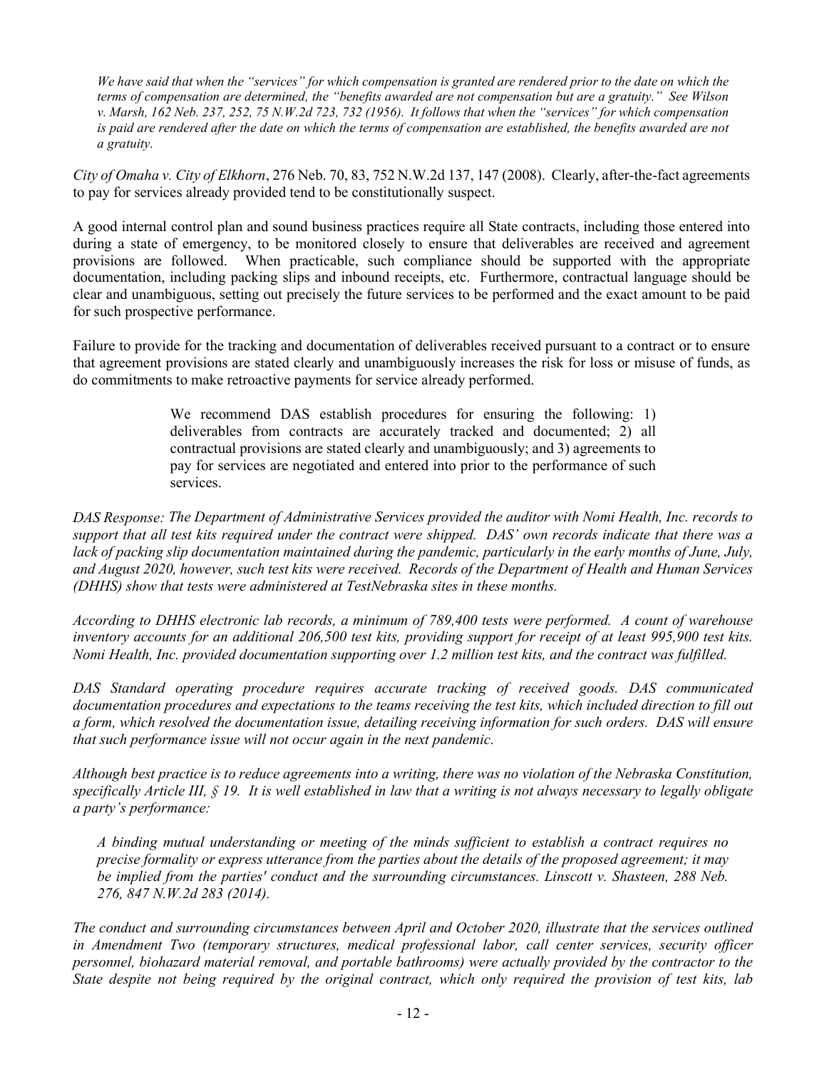*We have said that when the "services" for which compensation is granted are rendered prior to the date on which the terms of compensation are determined, the "benefits awarded are not compensation but are a gratuity." See Wilson v. Marsh, 162 Neb. 237, 252, 75 N.W.2d 723, 732 (1956). It follows that when the "services" for which compensation is paid are rendered after the date on which the terms of compensation are established, the benefits awarded are not a gratuity.*

*City of Omaha v. City of Elkhorn*, 276 Neb. 70, 83, 752 N.W.2d 137, 147 (2008). Clearly, after-the-fact agreements to pay for services already provided tend to be constitutionally suspect.

A good internal control plan and sound business practices require all State contracts, including those entered into during a state of emergency, to be monitored closely to ensure that deliverables are received and agreement provisions are followed. When practicable, such compliance should be supported with the appropriate documentation, including packing slips and inbound receipts, etc. Furthermore, contractual language should be clear and unambiguous, setting out precisely the future services to be performed and the exact amount to be paid for such prospective performance.

Failure to provide for the tracking and documentation of deliverables received pursuant to a contract or to ensure that agreement provisions are stated clearly and unambiguously increases the risk for loss or misuse of funds, as do commitments to make retroactive payments for service already performed.

> We recommend DAS establish procedures for ensuring the following: 1) deliverables from contracts are accurately tracked and documented; 2) all contractual provisions are stated clearly and unambiguously; and 3) agreements to pay for services are negotiated and entered into prior to the performance of such services.

*DAS Response: The Department of Administrative Services provided the auditor with Nomi Health, Inc. records to support that all test kits required under the contract were shipped. DAS' own records indicate that there was a lack of packing slip documentation maintained during the pandemic, particularly in the early months of June, July, and August 2020, however, such test kits were received. Records of the Department of Health and Human Services (DHHS) show that tests were administered at TestNebraska sites in these months.*

*According to DHHS electronic lab records, a minimum of 789,400 tests were performed. A count of warehouse inventory accounts for an additional 206,500 test kits, providing support for receipt of at least 995,900 test kits. Nomi Health, Inc. provided documentation supporting over 1.2 million test kits, and the contract was fulfilled.*

*DAS Standard operating procedure requires accurate tracking of received goods. DAS communicated documentation procedures and expectations to the teams receiving the test kits, which included direction to fill out a form, which resolved the documentation issue, detailing receiving information for such orders. DAS will ensure that such performance issue will not occur again in the next pandemic.*

*Although best practice is to reduce agreements into a writing, there was no violation of the Nebraska Constitution, specifically Article III, § 19. It is well established in law that a writing is not always necessary to legally obligate a party's performance:*

> *A binding mutual understanding or meeting of the minds sufficient to establish a contract requires no precise formality or express utterance from the parties about the details of the proposed agreement; it may be implied from the parties' conduct and the surrounding circumstances. Linscott v. Shasteen, 288 Neb. 276, 847 N.W.2d 283 (2014).*

*The conduct and surrounding circumstances between April and October 2020, illustrate that the services outlined in Amendment Two (temporary structures, medical professional labor, call center services, security officer personnel, biohazard material removal, and portable bathrooms) were actually provided by the contractor to the State despite not being required by the original contract, which only required the provision of test kits, lab*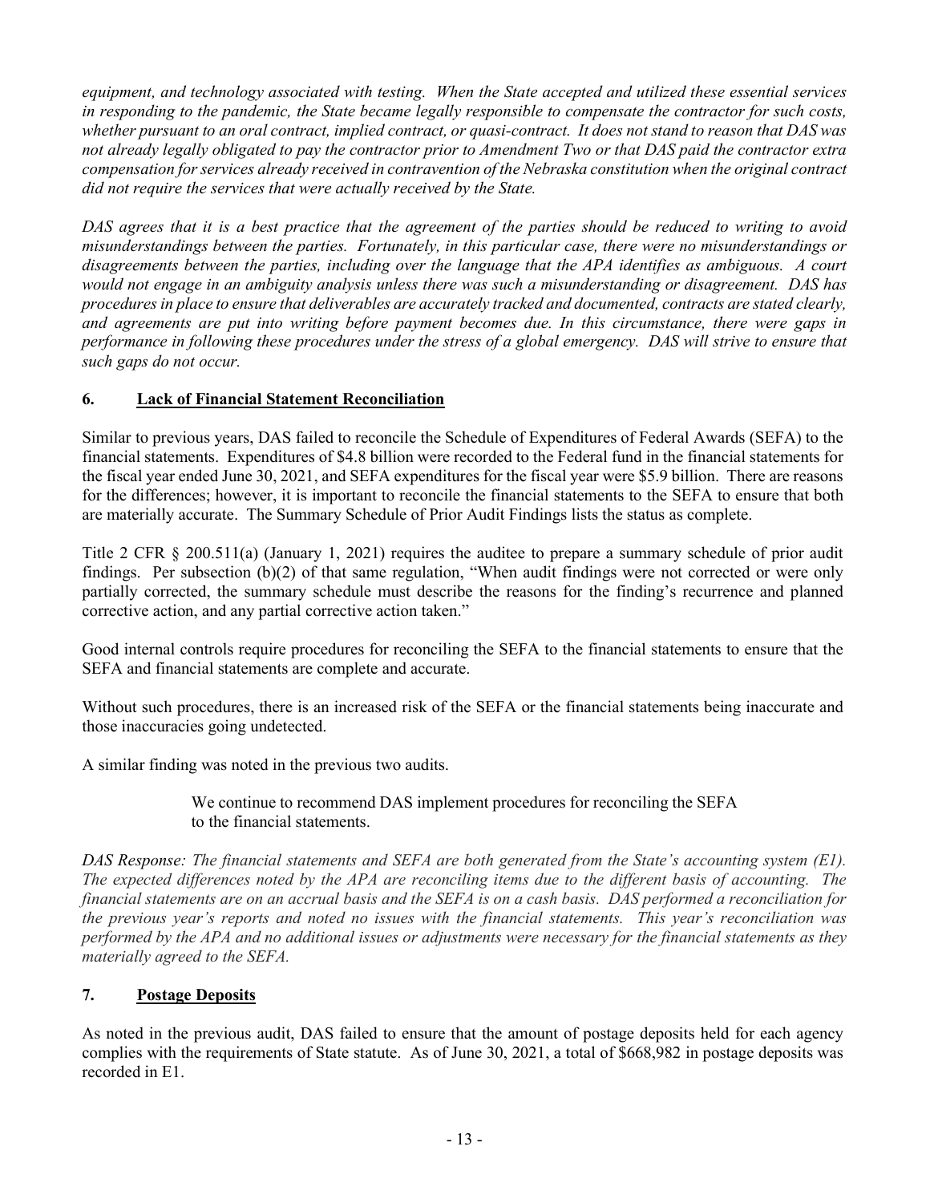*equipment, and technology associated with testing. When the State accepted and utilized these essential services in responding to the pandemic, the State became legally responsible to compensate the contractor for such costs, whether pursuant to an oral contract, implied contract, or quasi-contract. It does not stand to reason that DAS was not already legally obligated to pay the contractor prior to Amendment Two or that DAS paid the contractor extra compensation for services already received in contravention of the Nebraska constitution when the original contract did not require the services that were actually received by the State.*

*DAS agrees that it is a best practice that the agreement of the parties should be reduced to writing to avoid misunderstandings between the parties. Fortunately, in this particular case, there were no misunderstandings or disagreements between the parties, including over the language that the APA identifies as ambiguous. A court would not engage in an ambiguity analysis unless there was such a misunderstanding or disagreement. DAS has procedures in place to ensure that deliverables are accurately tracked and documented, contracts are stated clearly, and agreements are put into writing before payment becomes due. In this circumstance, there were gaps in performance in following these procedures under the stress of a global emergency. DAS will strive to ensure that such gaps do not occur.*

## 6. Lack of Financial Statement Reconciliation

Similar to previous years, DAS failed to reconcile the Schedule of Expenditures of Federal Awards (SEFA) to the financial statements. Expenditures of $4.8 billion were recorded to the Federal fund in the financial statements for the fiscal year ended June 30, 2021, and SEFA expenditures for the fiscal year were $5.9 billion. There are reasons for the differences; however, it is important to reconcile the financial statements to the SEFA to ensure that both are materially accurate. The Summary Schedule of Prior Audit Findings lists the status as complete.

Title 2 CFR § 200.511(a) (January 1, 2021) requires the auditee to prepare a summary schedule of prior audit findings. Per subsection (b)(2) of that same regulation, "When audit findings were not corrected or were only partially corrected, the summary schedule must describe the reasons for the finding's recurrence and planned corrective action, and any partial corrective action taken."

Good internal controls require procedures for reconciling the SEFA to the financial statements to ensure that the SEFA and financial statements are complete and accurate.

Without such procedures, there is an increased risk of the SEFA or the financial statements being inaccurate and those inaccuracies going undetected.

A similar finding was noted in the previous two audits.

> We continue to recommend DAS implement procedures for reconciling the SEFA to the financial statements.

*DAS Response: The financial statements and SEFA are both generated from the State's accounting system (E1). The expected differences noted by the APA are reconciling items due to the different basis of accounting. The financial statements are on an accrual basis and the SEFA is on a cash basis. DAS performed a reconciliation for the previous year's reports and noted no issues with the financial statements. This year's reconciliation was performed by the APA and no additional issues or adjustments were necessary for the financial statements as they materially agreed to the SEFA.*

## 7. Postage Deposits

As noted in the previous audit, DAS failed to ensure that the amount of postage deposits held for each agency complies with the requirements of State statute. As of June 30, 2021, a total of $668,982 in postage deposits was recorded in E1.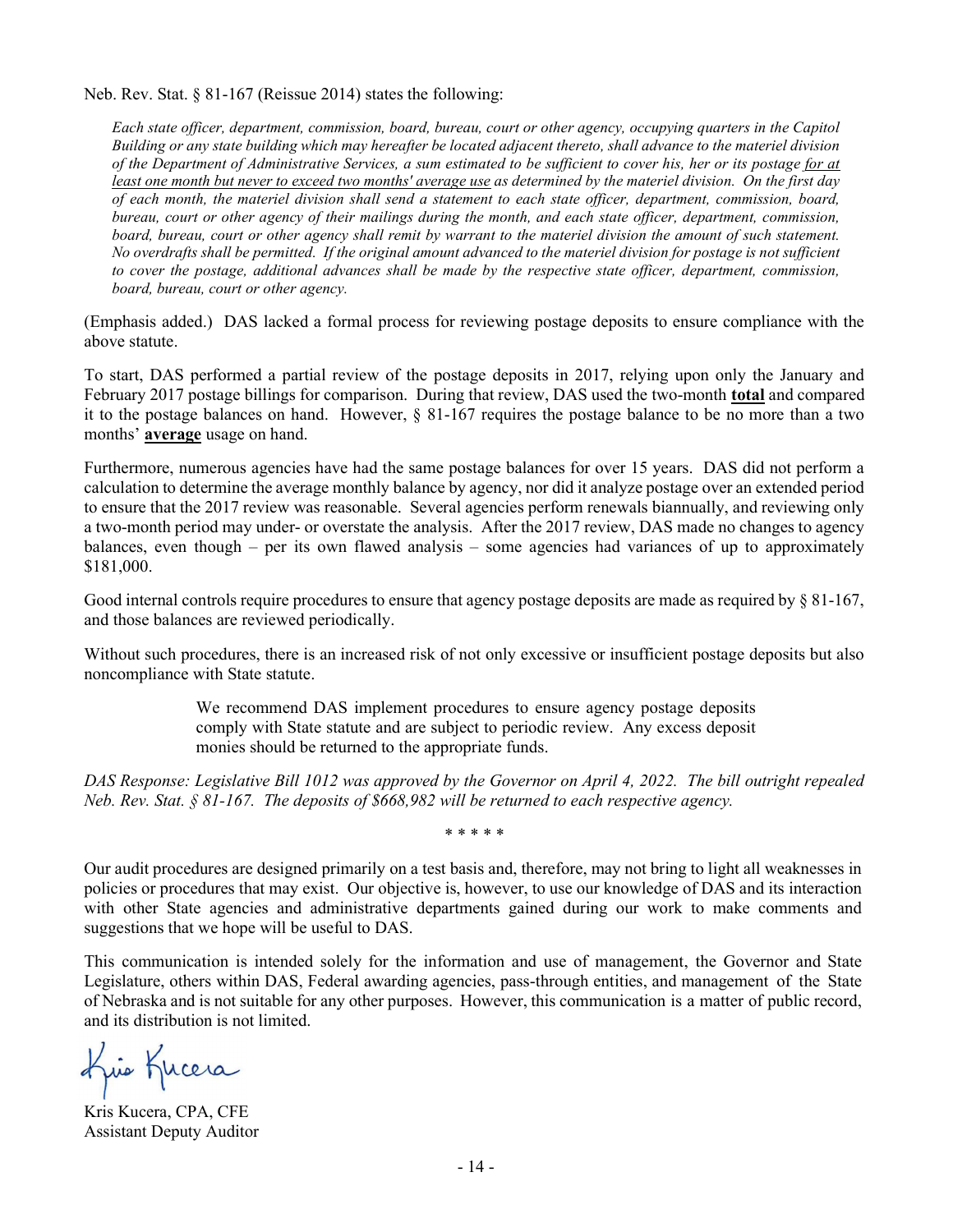Neb. Rev. Stat. § 81-167 (Reissue 2014) states the following:

> *Each state officer, department, commission, board, bureau, court or other agency, occupying quarters in the Capitol Building or any state building which may hereafter be located adjacent thereto, shall advance to the materiel division of the Department of Administrative Services, a sum estimated to be sufficient to cover his, her or its postage <u>for at least one month but never to exceed two months' average use</u> as determined by the materiel division. On the first day of each month, the materiel division shall send a statement to each state officer, department, commission, board, bureau, court or other agency of their mailings during the month, and each state officer, department, commission, board, bureau, court or other agency shall remit by warrant to the materiel division the amount of such statement. No overdrafts shall be permitted. If the original amount advanced to the materiel division for postage is not sufficient to cover the postage, additional advances shall be made by the respective state officer, department, commission, board, bureau, court or other agency.*

(Emphasis added.) DAS lacked a formal process for reviewing postage deposits to ensure compliance with the above statute.

To start, DAS performed a partial review of the postage deposits in 2017, relying upon only the January and February 2017 postage billings for comparison. During that review, DAS used the two-month **<u>total</u>** and compared it to the postage balances on hand. However, § 81-167 requires the postage balance to be no more than a two months' **<u>average</u>** usage on hand.

Furthermore, numerous agencies have had the same postage balances for over 15 years. DAS did not perform a calculation to determine the average monthly balance by agency, nor did it analyze postage over an extended period to ensure that the 2017 review was reasonable. Several agencies perform renewals biannually, and reviewing only a two-month period may under- or overstate the analysis. After the 2017 review, DAS made no changes to agency balances, even though – per its own flawed analysis – some agencies had variances of up to approximately $181,000.

Good internal controls require procedures to ensure that agency postage deposits are made as required by § 81-167, and those balances are reviewed periodically.

Without such procedures, there is an increased risk of not only excessive or insufficient postage deposits but also noncompliance with State statute.

> We recommend DAS implement procedures to ensure agency postage deposits comply with State statute and are subject to periodic review. Any excess deposit monies should be returned to the appropriate funds.

*DAS Response: Legislative Bill 1012 was approved by the Governor on April 4, 2022. The bill outright repealed Neb. Rev. Stat. § 81-167. The deposits of $668,982 will be returned to each respective agency.*

\* \* \* \* \*

Our audit procedures are designed primarily on a test basis and, therefore, may not bring to light all weaknesses in policies or procedures that may exist. Our objective is, however, to use our knowledge of DAS and its interaction with other State agencies and administrative departments gained during our work to make comments and suggestions that we hope will be useful to DAS.

This communication is intended solely for the information and use of management, the Governor and State Legislature, others within DAS, Federal awarding agencies, pass-through entities, and management of the State of Nebraska and is not suitable for any other purposes. However, this communication is a matter of public record, and its distribution is not limited.

Kris Kucera

Kris Kucera, CPA, CFE
Assistant Deputy Auditor